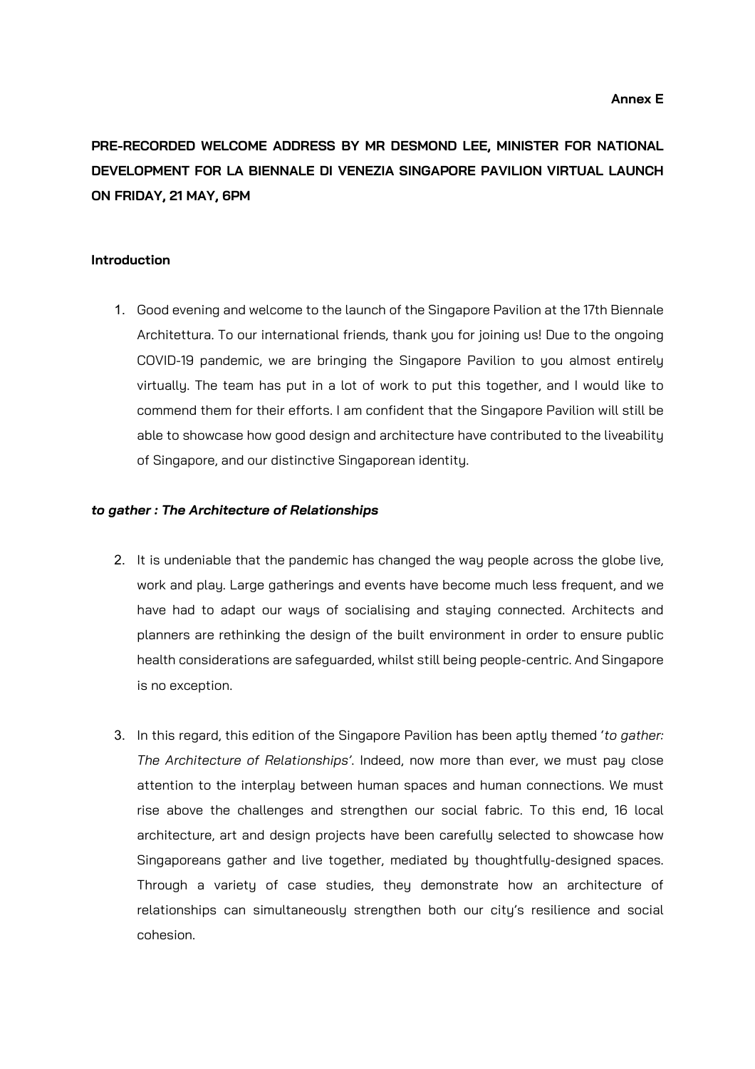**Annex E**

# PRE-RECORDED WELCOME ADDRESS BY MR DESMOND LEE, MINISTER FOR NATIONAL DEVELOPMENT FOR LA BIENNALE DI VENEZIA SINGAPORE PAVILION VIRTUAL LAUNCH ON FRIDAY, 21 MAY, 6PM

## Introduction

1. Good evening and welcome to the launch of the Singapore Pavilion at the 17th Biennale Architettura. To our international friends, thank you for joining us! Due to the ongoing COVID-19 pandemic, we are bringing the Singapore Pavilion to you almost entirely virtually. The team has put in a lot of work to put this together, and I would like to commend them for their efforts. I am confident that the Singapore Pavilion will still be able to showcase how good design and architecture have contributed to the liveability of Singapore, and our distinctive Singaporean identity.

## *to gather : The Architecture of Relationships*

2. It is undeniable that the pandemic has changed the way people across the globe live, work and play. Large gatherings and events have become much less frequent, and we have had to adapt our ways of socialising and staying connected. Architects and planners are rethinking the design of the built environment in order to ensure public health considerations are safeguarded, whilst still being people-centric. And Singapore is no exception.

3. In this regard, this edition of the Singapore Pavilion has been aptly themed '*to gather: The Architecture of Relationships*'. Indeed, now more than ever, we must pay close attention to the interplay between human spaces and human connections. We must rise above the challenges and strengthen our social fabric. To this end, 16 local architecture, art and design projects have been carefully selected to showcase how Singaporeans gather and live together, mediated by thoughtfully-designed spaces. Through a variety of case studies, they demonstrate how an architecture of relationships can simultaneously strengthen both our city's resilience and social cohesion.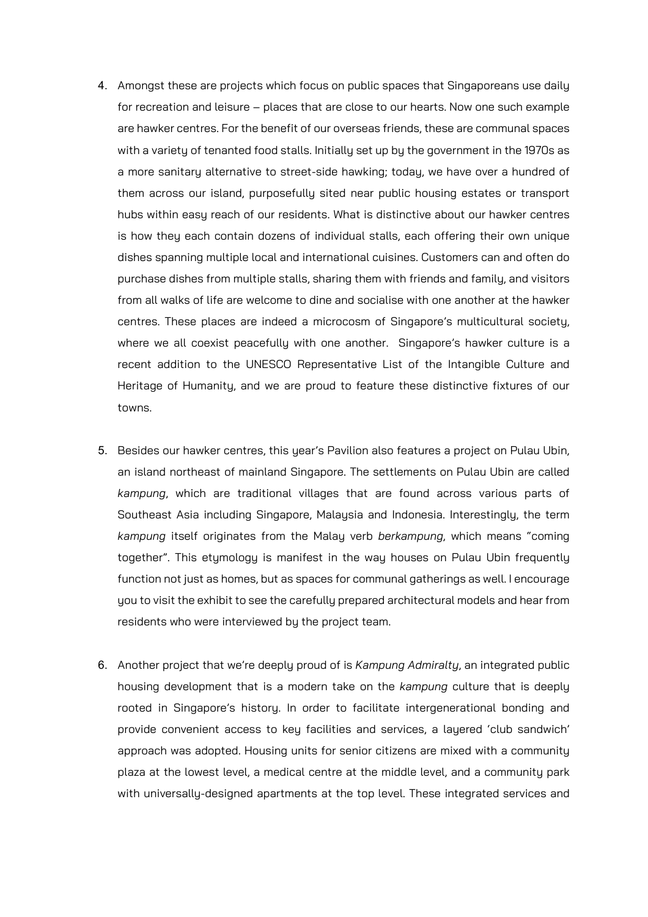4. Amongst these are projects which focus on public spaces that Singaporeans use daily for recreation and leisure – places that are close to our hearts. Now one such example are hawker centres. For the benefit of our overseas friends, these are communal spaces with a variety of tenanted food stalls. Initially set up by the government in the 1970s as a more sanitary alternative to street-side hawking; today, we have over a hundred of them across our island, purposefully sited near public housing estates or transport hubs within easy reach of our residents. What is distinctive about our hawker centres is how they each contain dozens of individual stalls, each offering their own unique dishes spanning multiple local and international cuisines. Customers can and often do purchase dishes from multiple stalls, sharing them with friends and family, and visitors from all walks of life are welcome to dine and socialise with one another at the hawker centres. These places are indeed a microcosm of Singapore's multicultural society, where we all coexist peacefully with one another. Singapore's hawker culture is a recent addition to the UNESCO Representative List of the Intangible Culture and Heritage of Humanity, and we are proud to feature these distinctive fixtures of our towns.

5. Besides our hawker centres, this year's Pavilion also features a project on Pulau Ubin, an island northeast of mainland Singapore. The settlements on Pulau Ubin are called *kampung*, which are traditional villages that are found across various parts of Southeast Asia including Singapore, Malaysia and Indonesia. Interestingly, the term *kampung* itself originates from the Malay verb *berkampung*, which means "coming together". This etymology is manifest in the way houses on Pulau Ubin frequently function not just as homes, but as spaces for communal gatherings as well. I encourage you to visit the exhibit to see the carefully prepared architectural models and hear from residents who were interviewed by the project team.

6. Another project that we're deeply proud of is *Kampung Admiralty*, an integrated public housing development that is a modern take on the *kampung* culture that is deeply rooted in Singapore's history. In order to facilitate intergenerational bonding and provide convenient access to key facilities and services, a layered 'club sandwich' approach was adopted. Housing units for senior citizens are mixed with a community plaza at the lowest level, a medical centre at the middle level, and a community park with universally-designed apartments at the top level. These integrated services and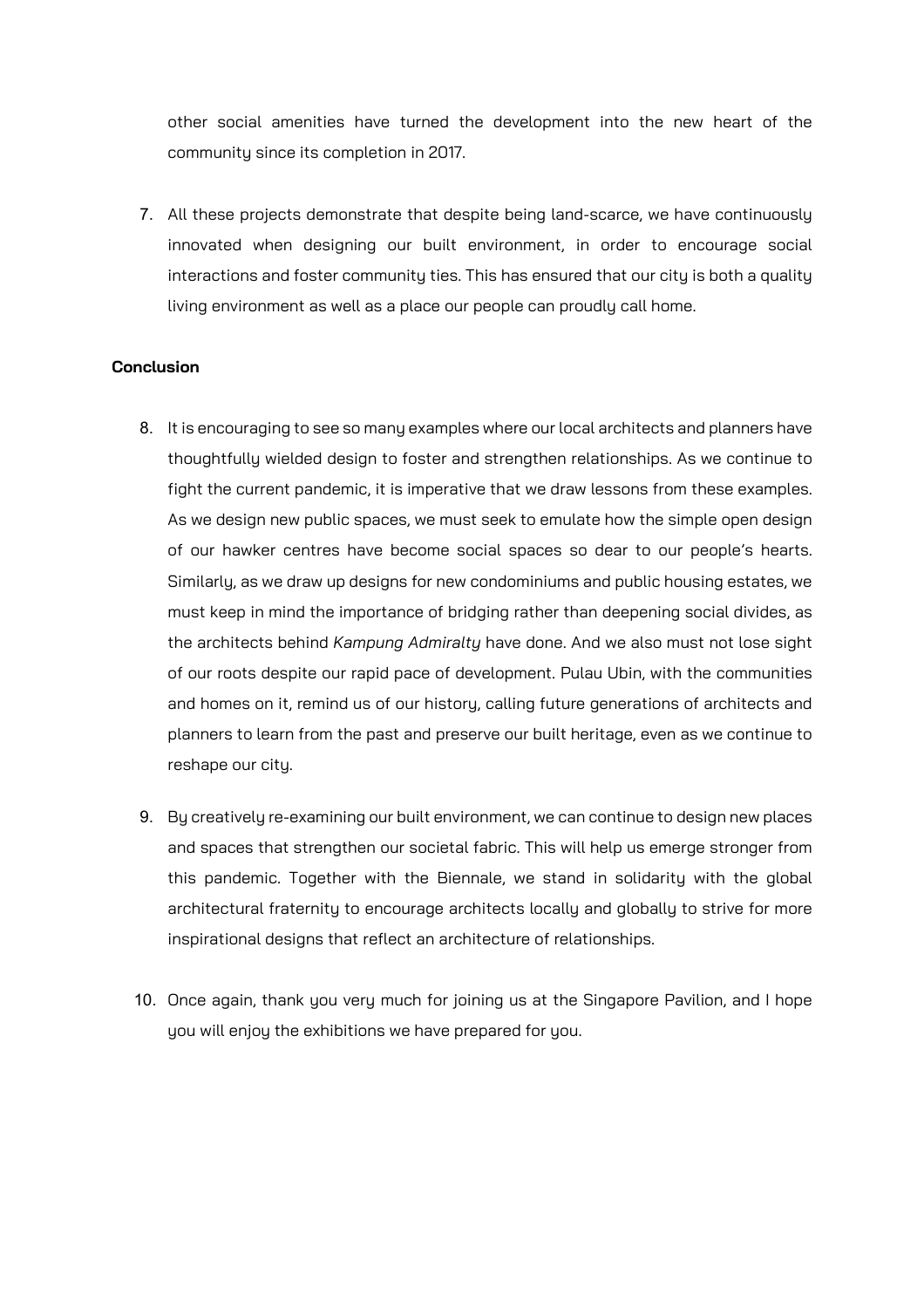other social amenities have turned the development into the new heart of the community since its completion in 2017.

7. All these projects demonstrate that despite being land-scarce, we have continuously innovated when designing our built environment, in order to encourage social interactions and foster community ties. This has ensured that our city is both a quality living environment as well as a place our people can proudly call home.

**Conclusion**

8. It is encouraging to see so many examples where our local architects and planners have thoughtfully wielded design to foster and strengthen relationships. As we continue to fight the current pandemic, it is imperative that we draw lessons from these examples. As we design new public spaces, we must seek to emulate how the simple open design of our hawker centres have become social spaces so dear to our people's hearts. Similarly, as we draw up designs for new condominiums and public housing estates, we must keep in mind the importance of bridging rather than deepening social divides, as the architects behind *Kampung Admiralty* have done. And we also must not lose sight of our roots despite our rapid pace of development. Pulau Ubin, with the communities and homes on it, remind us of our history, calling future generations of architects and planners to learn from the past and preserve our built heritage, even as we continue to reshape our city.

9. By creatively re-examining our built environment, we can continue to design new places and spaces that strengthen our societal fabric. This will help us emerge stronger from this pandemic. Together with the Biennale, we stand in solidarity with the global architectural fraternity to encourage architects locally and globally to strive for more inspirational designs that reflect an architecture of relationships.

10. Once again, thank you very much for joining us at the Singapore Pavilion, and I hope you will enjoy the exhibitions we have prepared for you.